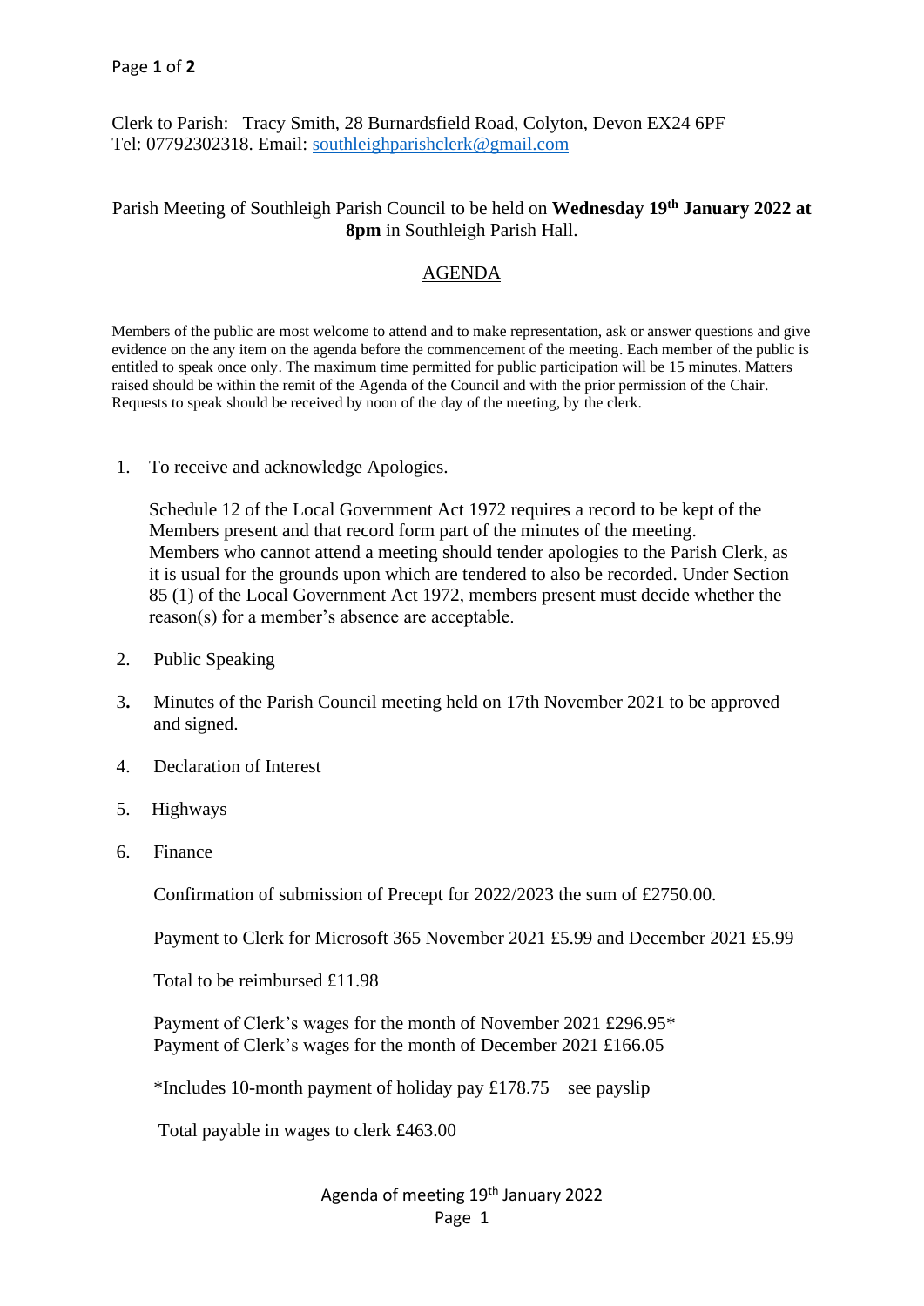Clerk to Parish: Tracy Smith, 28 Burnardsfield Road, Colyton, Devon EX24 6PF
Tel: 07792302318. Email: southleighparishclerk@gmail.com

Parish Meeting of Southleigh Parish Council to be held on **Wednesday 19th January 2022 at 8pm** in Southleigh Parish Hall.

## AGENDA

Members of the public are most welcome to attend and to make representation, ask or answer questions and give evidence on the any item on the agenda before the commencement of the meeting. Each member of the public is entitled to speak once only. The maximum time permitted for public participation will be 15 minutes. Matters raised should be within the remit of the Agenda of the Council and with the prior permission of the Chair. Requests to speak should be received by noon of the day of the meeting, by the clerk.

1. To receive and acknowledge Apologies.

   Schedule 12 of the Local Government Act 1972 requires a record to be kept of the Members present and that record form part of the minutes of the meeting. Members who cannot attend a meeting should tender apologies to the Parish Clerk, as it is usual for the grounds upon which are tendered to also be recorded. Under Section 85 (1) of the Local Government Act 1972, members present must decide whether the reason(s) for a member's absence are acceptable.

2. Public Speaking

3. Minutes of the Parish Council meeting held on 17th November 2021 to be approved and signed.

4. Declaration of Interest

5. Highways

6. Finance

   Confirmation of submission of Precept for 2022/2023 the sum of £2750.00.

   Payment to Clerk for Microsoft 365 November 2021 £5.99 and December 2021 £5.99

   Total to be reimbursed £11.98

   Payment of Clerk's wages for the month of November 2021 £296.95*
   Payment of Clerk's wages for the month of December 2021 £166.05

   *Includes 10-month payment of holiday pay £178.75 see payslip

   Total payable in wages to clerk £463.00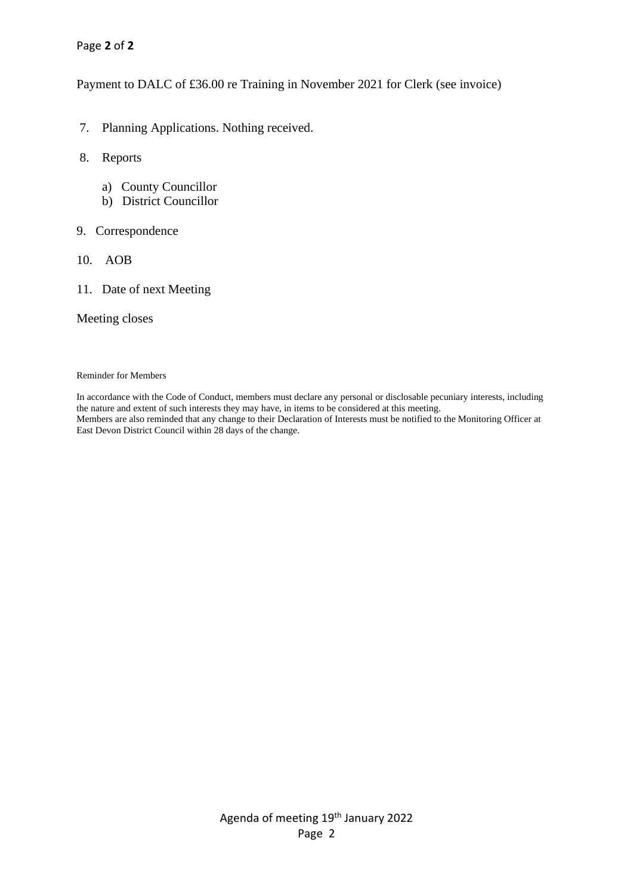Payment to DALC of £36.00 re Training in November 2021 for Clerk (see invoice)

7. Planning Applications. Nothing received.

8. Reports

   a) County Councillor
   b) District Councillor

9. Correspondence

10. AOB

11. Date of next Meeting

Meeting closes

Reminder for Members

In accordance with the Code of Conduct, members must declare any personal or disclosable pecuniary interests, including the nature and extent of such interests they may have, in items to be considered at this meeting.
Members are also reminded that any change to their Declaration of Interests must be notified to the Monitoring Officer at East Devon District Council within 28 days of the change.